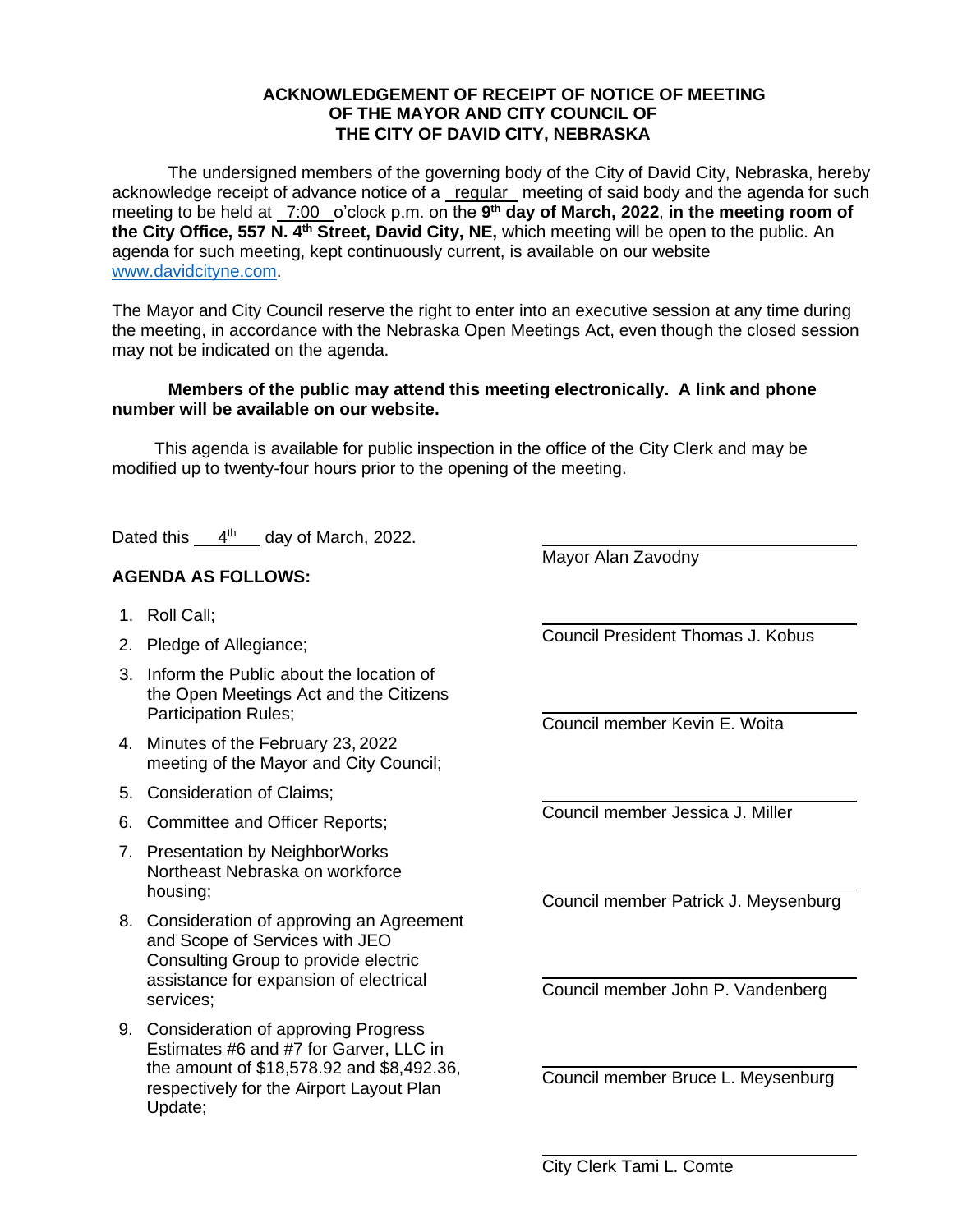**ACKNOWLEDGEMENT OF RECEIPT OF NOTICE OF MEETING OF THE MAYOR AND CITY COUNCIL OF THE CITY OF DAVID CITY, NEBRASKA**

The undersigned members of the governing body of the City of David City, Nebraska, hereby acknowledge receipt of advance notice of a regular meeting of said body and the agenda for such meeting to be held at 7:00 o'clock p.m. on the **9th day of March, 2022**, **in the meeting room of the City Office, 557 N. 4th Street, David City, NE,** which meeting will be open to the public. An agenda for such meeting, kept continuously current, is available on our website www.davidcityne.com.

The Mayor and City Council reserve the right to enter into an executive session at any time during the meeting, in accordance with the Nebraska Open Meetings Act, even though the closed session may not be indicated on the agenda.

**Members of the public may attend this meeting electronically. A link and phone number will be available on our website.**

This agenda is available for public inspection in the office of the City Clerk and may be modified up to twenty-four hours prior to the opening of the meeting.

Dated this 4th day of March, 2022.

**AGENDA AS FOLLOWS:**

1. Roll Call;
2. Pledge of Allegiance;
3. Inform the Public about the location of the Open Meetings Act and the Citizens Participation Rules;
4. Minutes of the February 23, 2022 meeting of the Mayor and City Council;
5. Consideration of Claims;
6. Committee and Officer Reports;
7. Presentation by NeighborWorks Northeast Nebraska on workforce housing;
8. Consideration of approving an Agreement and Scope of Services with JEO Consulting Group to provide electric assistance for expansion of electrical services;
9. Consideration of approving Progress Estimates #6 and #7 for Garver, LLC in the amount of $18,578.92 and $8,492.36, respectively for the Airport Layout Plan Update;

\_\_\_\_\_\_\_\_\_\_\_\_\_\_\_\_\_\_\_\_\_\_\_\_\_\_\_\_
Mayor Alan Zavodny

\_\_\_\_\_\_\_\_\_\_\_\_\_\_\_\_\_\_\_\_\_\_\_\_\_\_\_\_
Council President Thomas J. Kobus

\_\_\_\_\_\_\_\_\_\_\_\_\_\_\_\_\_\_\_\_\_\_\_\_\_\_\_\_
Council member Kevin E. Woita

\_\_\_\_\_\_\_\_\_\_\_\_\_\_\_\_\_\_\_\_\_\_\_\_\_\_\_\_
Council member Jessica J. Miller

\_\_\_\_\_\_\_\_\_\_\_\_\_\_\_\_\_\_\_\_\_\_\_\_\_\_\_\_
Council member Patrick J. Meysenburg

\_\_\_\_\_\_\_\_\_\_\_\_\_\_\_\_\_\_\_\_\_\_\_\_\_\_\_\_
Council member John P. Vandenberg

\_\_\_\_\_\_\_\_\_\_\_\_\_\_\_\_\_\_\_\_\_\_\_\_\_\_\_\_
Council member Bruce L. Meysenburg

\_\_\_\_\_\_\_\_\_\_\_\_\_\_\_\_\_\_\_\_\_\_\_\_\_\_\_\_
City Clerk Tami L. Comte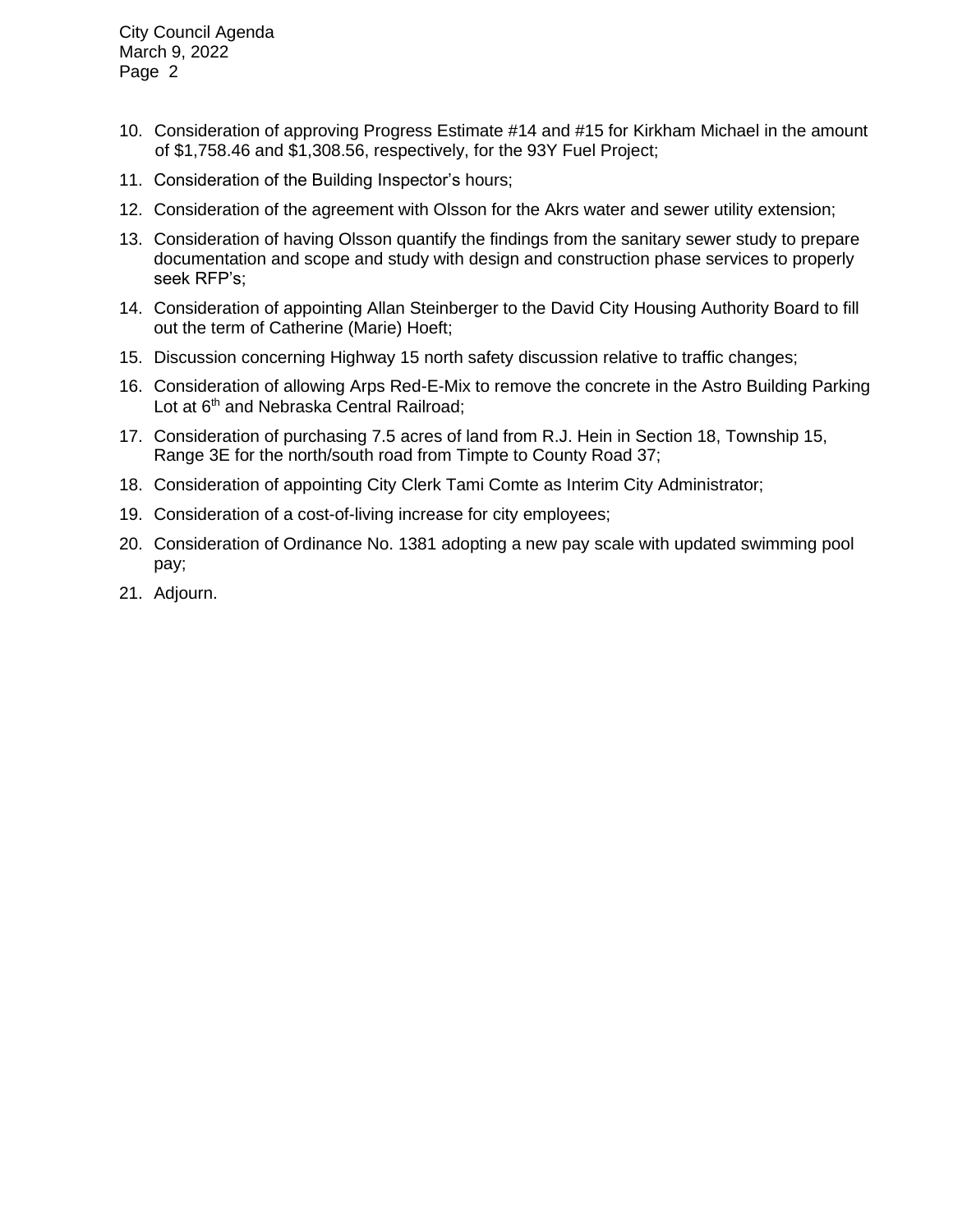10. Consideration of approving Progress Estimate #14 and #15 for Kirkham Michael in the amount of $1,758.46 and $1,308.56, respectively, for the 93Y Fuel Project;
11. Consideration of the Building Inspector's hours;
12. Consideration of the agreement with Olsson for the Akrs water and sewer utility extension;
13. Consideration of having Olsson quantify the findings from the sanitary sewer study to prepare documentation and scope and study with design and construction phase services to properly seek RFP's;
14. Consideration of appointing Allan Steinberger to the David City Housing Authority Board to fill out the term of Catherine (Marie) Hoeft;
15. Discussion concerning Highway 15 north safety discussion relative to traffic changes;
16. Consideration of allowing Arps Red-E-Mix to remove the concrete in the Astro Building Parking Lot at 6th and Nebraska Central Railroad;
17. Consideration of purchasing 7.5 acres of land from R.J. Hein in Section 18, Township 15, Range 3E for the north/south road from Timpte to County Road 37;
18. Consideration of appointing City Clerk Tami Comte as Interim City Administrator;
19. Consideration of a cost-of-living increase for city employees;
20. Consideration of Ordinance No. 1381 adopting a new pay scale with updated swimming pool pay;
21. Adjourn.